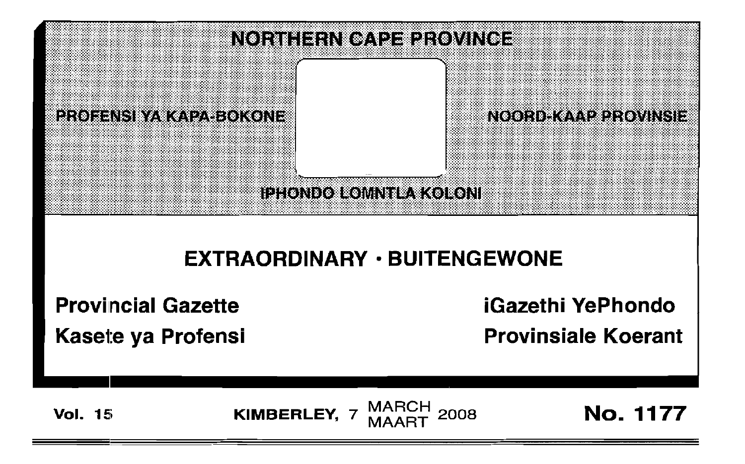# NORTHERN CAPE PROVINCE

PROFENSI YA KAPA-BOKONE

NOORD-KAAP PROVINSIE

IPHONDO LOMNTLA KOLONI

## EXTRAORDINARY · BUITENGEWONE

**Provincial Gazette**

**Kasete ya Profensi**

**iGazethi YePhondo**

**Provinsiale Koerant**

**Vol. 15** KIMBERLEY, 7 MARCH MAART 2008 **No. 1177**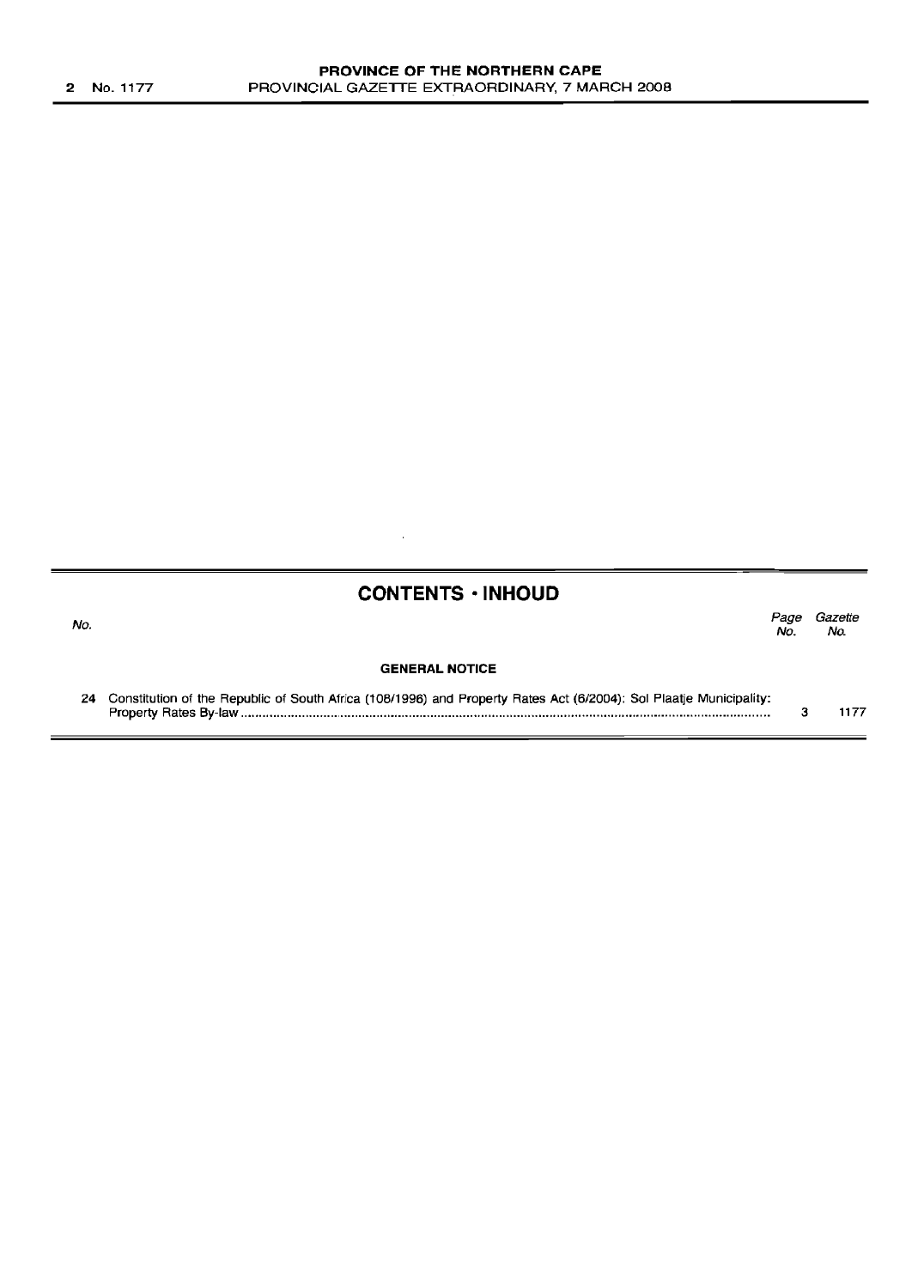## CONTENTS · INHOUD

| No. | | Page No. | Gazette No. |
|---|---|---|---|
| | **GENERAL NOTICE** | | |
| 24 | Constitution of the Republic of South Africa (108/1996) and Property Rates Act (6/2004): Sol Plaatje Municipality: Property Rates By-law | 3 | 1177 |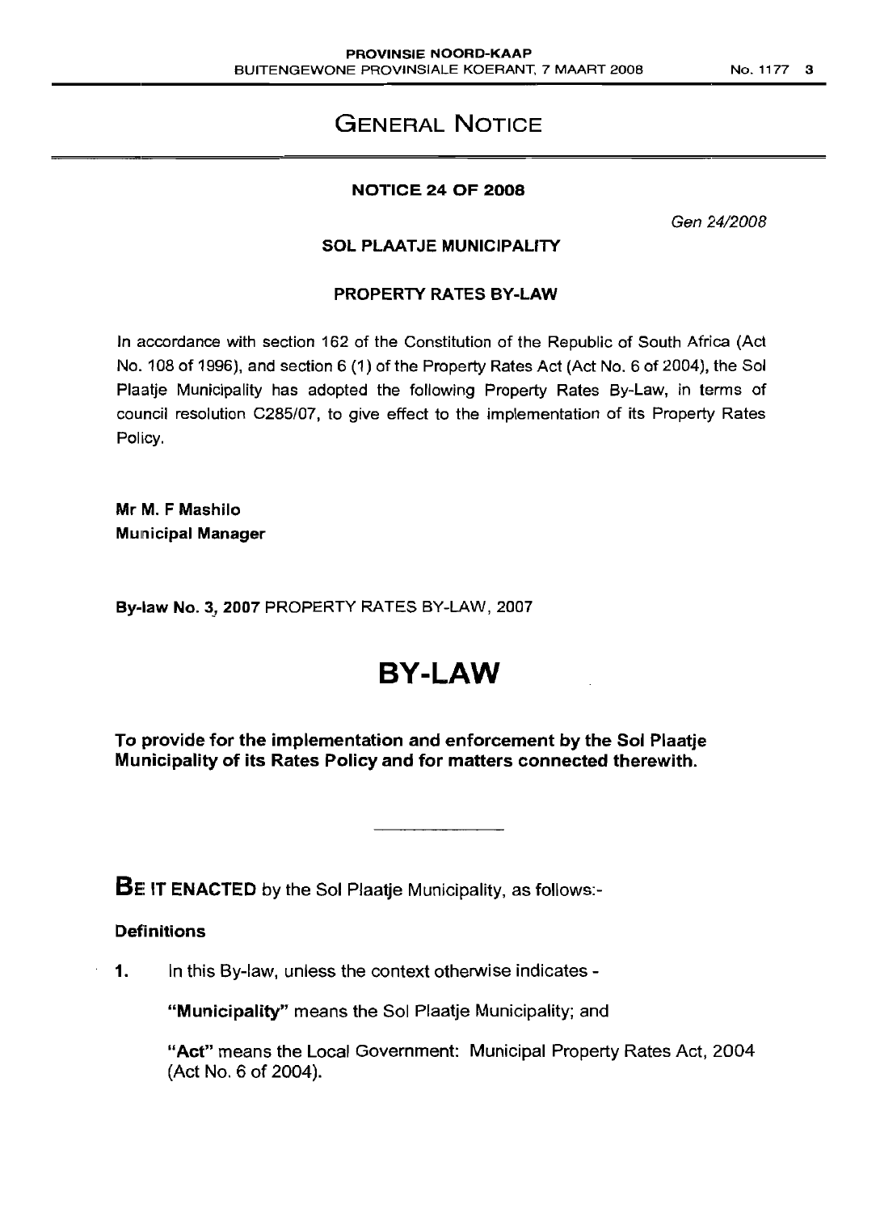# GENERAL NOTICE

**NOTICE 24 OF 2008**

*Gen 24/2008*

**SOL PLAATJE MUNICIPALITY**

**PROPERTY RATES BY-LAW**

In accordance with section 162 of the Constitution of the Republic of South Africa (Act No. 108 of 1996), and section 6 (1) of the Property Rates Act (Act No. 6 of 2004), the Sol Plaatje Municipality has adopted the following Property Rates By-Law, in terms of council resolution C285/07, to give effect to the implementation of its Property Rates Policy.

**Mr M. F Mashilo**
**Municipal Manager**

**By-law No. 3, 2007** PROPERTY RATES BY-LAW, 2007

# BY-LAW

**To provide for the implementation and enforcement by the Sol Plaatje Municipality of its Rates Policy and for matters connected therewith.**

**BE IT ENACTED** by the Sol Plaatje Municipality, as follows:-

**Definitions**

**1.** In this By-law, unless the context otherwise indicates -

**"Municipality"** means the Sol Plaatje Municipality; and

**"Act"** means the Local Government: Municipal Property Rates Act, 2004 (Act No. 6 of 2004).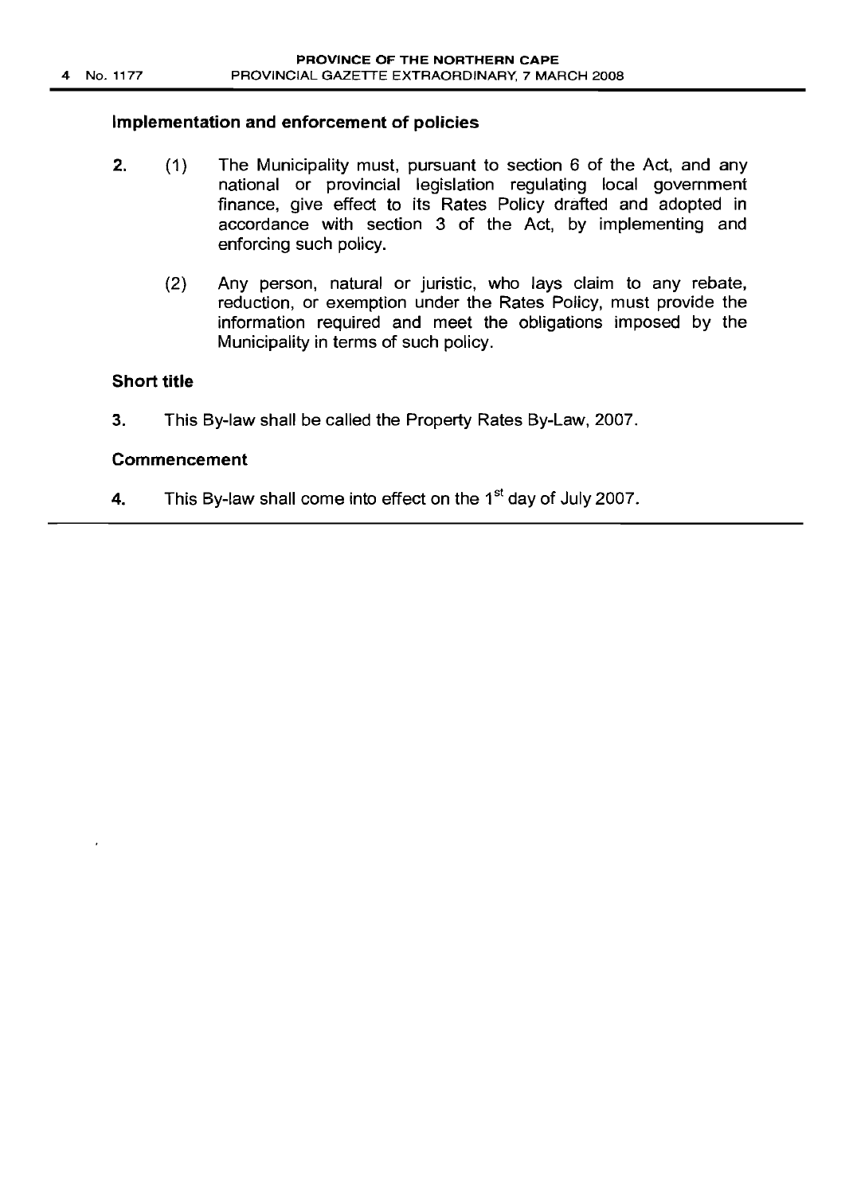### Implementation and enforcement of policies

2. (1) The Municipality must, pursuant to section 6 of the Act, and any national or provincial legislation regulating local government finance, give effect to its Rates Policy drafted and adopted in accordance with section 3 of the Act, by implementing and enforcing such policy.

   (2) Any person, natural or juristic, who lays claim to any rebate, reduction, or exemption under the Rates Policy, must provide the information required and meet the obligations imposed by the Municipality in terms of such policy.

### Short title

3. This By-law shall be called the Property Rates By-Law, 2007.

### Commencement

4. This By-law shall come into effect on the 1st day of July 2007.